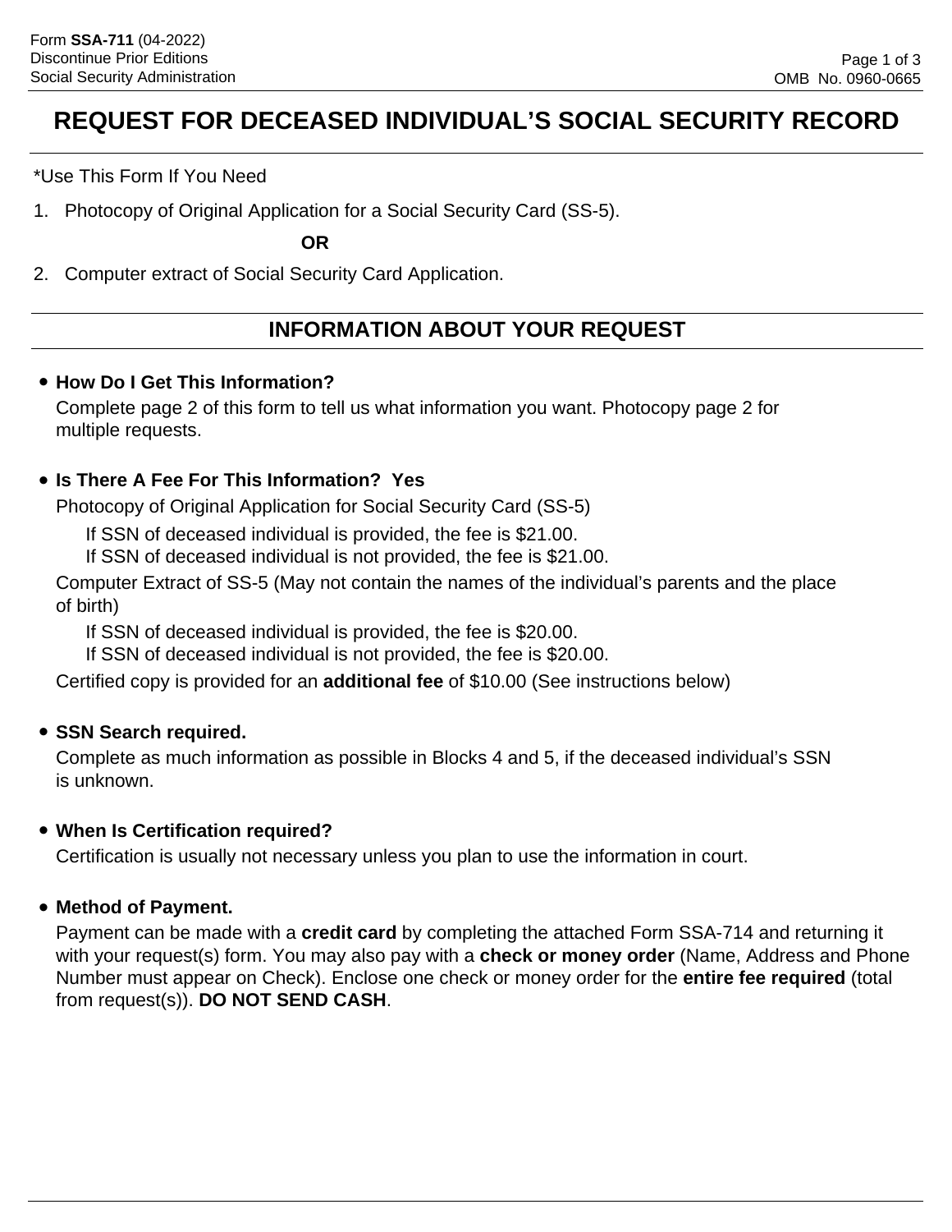Form **SSA-711** (04-2022)
Discontinue Prior Editions
Social Security Administration

OMB No. 0960-0665

# REQUEST FOR DECEASED INDIVIDUAL'S SOCIAL SECURITY RECORD

*Use This Form If You Need

1. Photocopy of Original Application for a Social Security Card (SS-5).

**OR**

2. Computer extract of Social Security Card Application.

## INFORMATION ABOUT YOUR REQUEST

- **How Do I Get This Information?**
  Complete page 2 of this form to tell us what information you want. Photocopy page 2 for multiple requests.

- **Is There A Fee For This Information? Yes**
  Photocopy of Original Application for Social Security Card (SS-5)
  If SSN of deceased individual is provided, the fee is $21.00.
  If SSN of deceased individual is not provided, the fee is $21.00.
  Computer Extract of SS-5 (May not contain the names of the individual's parents and the place of birth)
  If SSN of deceased individual is provided, the fee is $20.00.
  If SSN of deceased individual is not provided, the fee is $20.00.
  Certified copy is provided for an **additional fee** of $10.00 (See instructions below)

- **SSN Search required.**
  Complete as much information as possible in Blocks 4 and 5, if the deceased individual's SSN is unknown.

- **When Is Certification required?**
  Certification is usually not necessary unless you plan to use the information in court.

- **Method of Payment.**
  Payment can be made with a **credit card** by completing the attached Form SSA-714 and returning it with your request(s) form. You may also pay with a **check or money order** (Name, Address and Phone Number must appear on Check). Enclose one check or money order for the **entire fee required** (total from request(s)). **DO NOT SEND CASH**.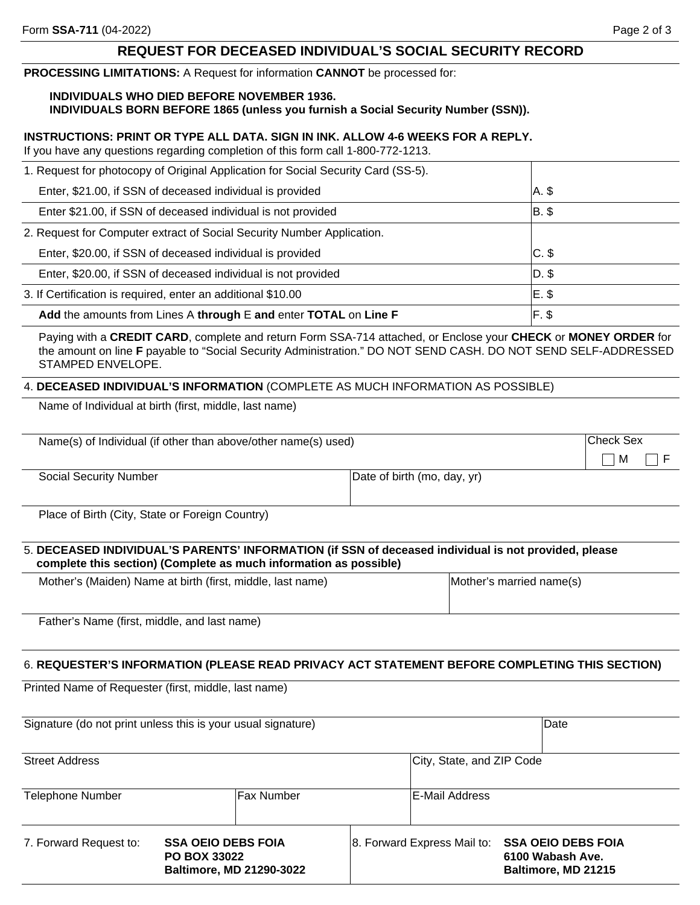# REQUEST FOR DECEASED INDIVIDUAL'S SOCIAL SECURITY RECORD

**PROCESSING LIMITATIONS:** A Request for information **CANNOT** be processed for:

**INDIVIDUALS WHO DIED BEFORE NOVEMBER 1936.**
**INDIVIDUALS BORN BEFORE 1865 (unless you furnish a Social Security Number (SSN)).**

**INSTRUCTIONS: PRINT OR TYPE ALL DATA. SIGN IN INK. ALLOW 4-6 WEEKS FOR A REPLY.**
If you have any questions regarding completion of this form call 1-800-772-1213.

| | |
|---|---|
| 1. Request for photocopy of Original Application for Social Security Card (SS-5). | |
| Enter, $21.00, if SSN of deceased individual is provided | A. $ |
| Enter $21.00, if SSN of deceased individual is not provided | B. $ |
| 2. Request for Computer extract of Social Security Number Application. | |
| Enter, $20.00, if SSN of deceased individual is provided | C. $ |
| Enter, $20.00, if SSN of deceased individual is not provided | D. $ |
| 3. If Certification is required, enter an additional $10.00 | E. $ |
| **Add** the amounts from Lines A **through** E **and** enter **TOTAL** on **Line F** | F. $ |

Paying with a **CREDIT CARD**, complete and return Form SSA-714 attached, or Enclose your **CHECK** or **MONEY ORDER** for the amount on line **F** payable to "Social Security Administration." DO NOT SEND CASH. DO NOT SEND SELF-ADDRESSED STAMPED ENVELOPE.

4. **DECEASED INDIVIDUAL'S INFORMATION** (COMPLETE AS MUCH INFORMATION AS POSSIBLE)

Name of Individual at birth (first, middle, last name)

Name(s) of Individual (if other than above/other name(s) used)

Check Sex ☐ M ☐ F

Social Security Number

Date of birth (mo, day, yr)

Place of Birth (City, State or Foreign Country)

5. **DECEASED INDIVIDUAL'S PARENTS' INFORMATION (if SSN of deceased individual is not provided, please complete this section) (Complete as much information as possible)**

Mother's (Maiden) Name at birth (first, middle, last name)

Mother's married name(s)

Father's Name (first, middle, and last name)

6. **REQUESTER'S INFORMATION (PLEASE READ PRIVACY ACT STATEMENT BEFORE COMPLETING THIS SECTION)**

Printed Name of Requester (first, middle, last name)

Signature (do not print unless this is your usual signature)

Date

Street Address

City, State, and ZIP Code

Telephone Number

Fax Number

E-Mail Address

7. Forward Request to: **SSA OEIO DEBS FOIA**
**PO BOX 33022**
**Baltimore, MD 21290-3022**

8. Forward Express Mail to: **SSA OEIO DEBS FOIA**
**6100 Wabash Ave.**
**Baltimore, MD 21215**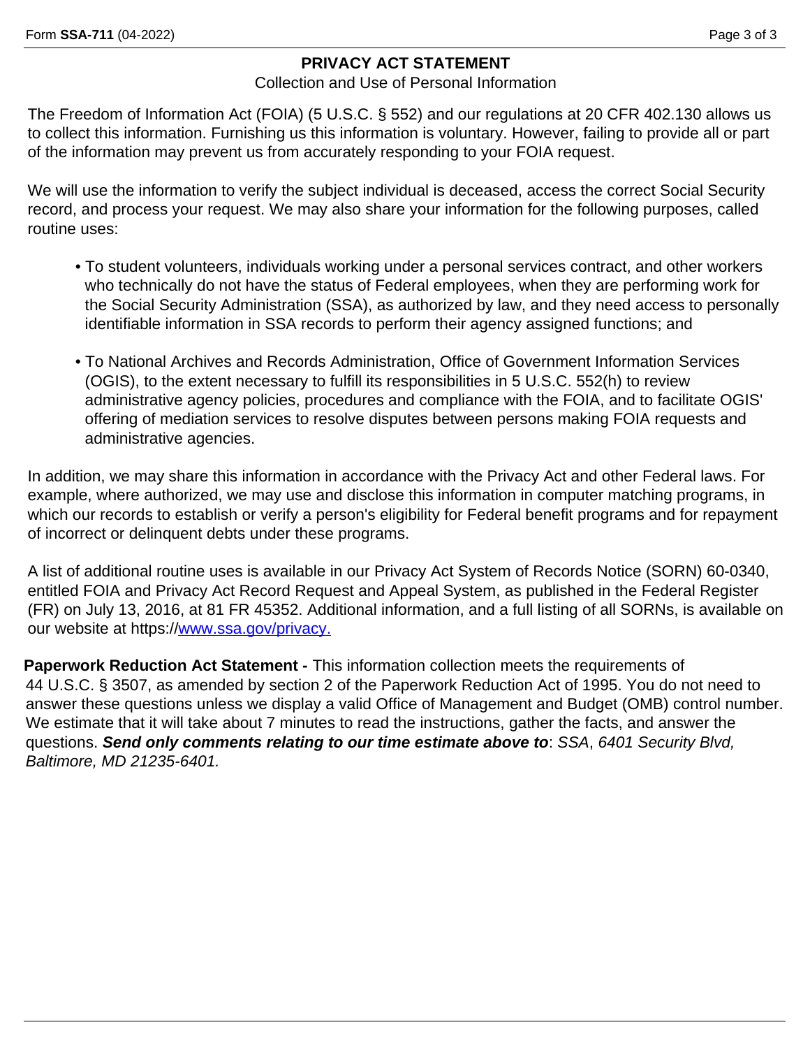## PRIVACY ACT STATEMENT

Collection and Use of Personal Information

The Freedom of Information Act (FOIA) (5 U.S.C. § 552) and our regulations at 20 CFR 402.130 allows us to collect this information. Furnishing us this information is voluntary. However, failing to provide all or part of the information may prevent us from accurately responding to your FOIA request.

We will use the information to verify the subject individual is deceased, access the correct Social Security record, and process your request. We may also share your information for the following purposes, called routine uses:

- To student volunteers, individuals working under a personal services contract, and other workers who technically do not have the status of Federal employees, when they are performing work for the Social Security Administration (SSA), as authorized by law, and they need access to personally identifiable information in SSA records to perform their agency assigned functions; and
- To National Archives and Records Administration, Office of Government Information Services (OGIS), to the extent necessary to fulfill its responsibilities in 5 U.S.C. 552(h) to review administrative agency policies, procedures and compliance with the FOIA, and to facilitate OGIS' offering of mediation services to resolve disputes between persons making FOIA requests and administrative agencies.

In addition, we may share this information in accordance with the Privacy Act and other Federal laws. For example, where authorized, we may use and disclose this information in computer matching programs, in which our records to establish or verify a person's eligibility for Federal benefit programs and for repayment of incorrect or delinquent debts under these programs.

A list of additional routine uses is available in our Privacy Act System of Records Notice (SORN) 60-0340, entitled FOIA and Privacy Act Record Request and Appeal System, as published in the Federal Register (FR) on July 13, 2016, at 81 FR 45352. Additional information, and a full listing of all SORNs, is available on our website at https://www.ssa.gov/privacy.

**Paperwork Reduction Act Statement -** This information collection meets the requirements of 44 U.S.C. § 3507, as amended by section 2 of the Paperwork Reduction Act of 1995. You do not need to answer these questions unless we display a valid Office of Management and Budget (OMB) control number. We estimate that it will take about 7 minutes to read the instructions, gather the facts, and answer the questions. ***Send only comments relating to our time estimate above to***: *SSA, 6401 Security Blvd, Baltimore, MD 21235-6401.*